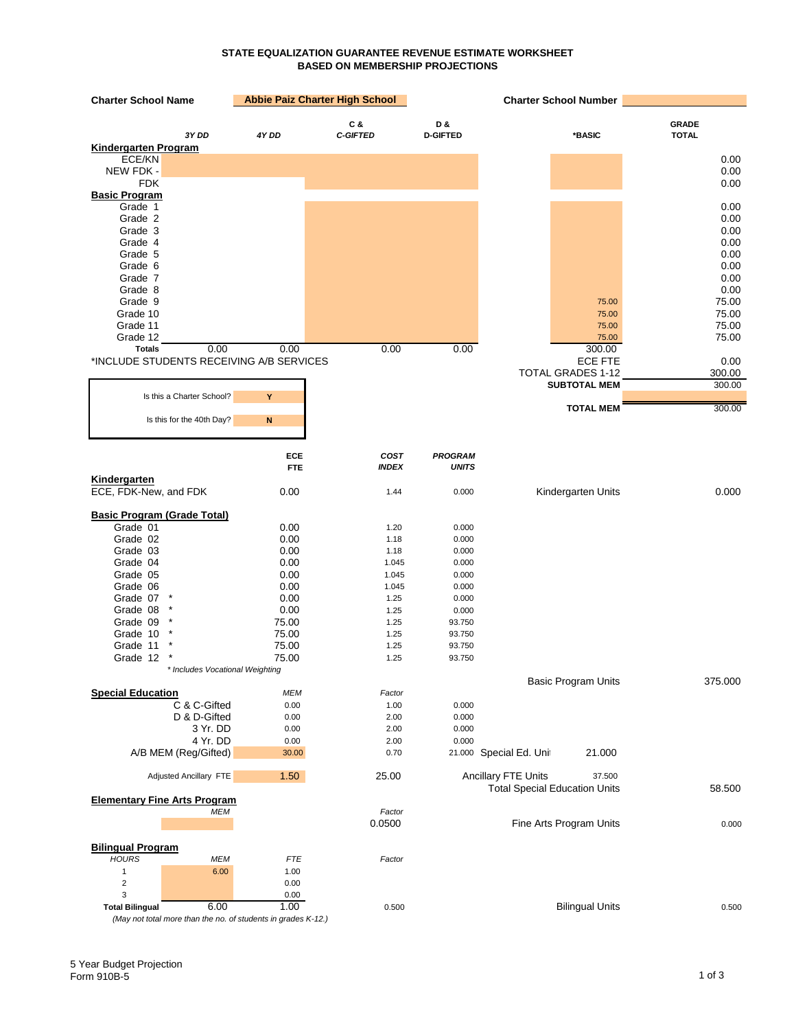**STATE EQUALIZATION GUARANTEE REVENUE ESTIMATE WORKSHEET**
**BASED ON MEMBERSHIP PROJECTIONS**

**Charter School Name** Abbie Paiz Charter High School **Charter School Number**

| | 3Y DD | 4Y DD | C & C-GIFTED | D & D-GIFTED | *BASIC | GRADE TOTAL |
|---|---|---|---|---|---|---|
| **Kindergarten Program** | | | | | | |
| ECE/KN | | | | | | 0.00 |
| NEW FDK - | | | | | | 0.00 |
| FDK | | | | | | 0.00 |
| **Basic Program** | | | | | | |
| Grade 1 | | | | | | 0.00 |
| Grade 2 | | | | | | 0.00 |
| Grade 3 | | | | | | 0.00 |
| Grade 4 | | | | | | 0.00 |
| Grade 5 | | | | | | 0.00 |
| Grade 6 | | | | | | 0.00 |
| Grade 7 | | | | | | 0.00 |
| Grade 8 | | | | | | 0.00 |
| Grade 9 | | | | | 75.00 | 75.00 |
| Grade 10 | | | | | 75.00 | 75.00 |
| Grade 11 | | | | | 75.00 | 75.00 |
| Grade 12 | | | | | 75.00 | 75.00 |
| **Totals** | 0.00 | 0.00 | 0.00 | 0.00 | 300.00 | |

*INCLUDE STUDENTS RECEIVING A/B SERVICES

| | |
|---|---|
| ECE FTE | 0.00 |
| TOTAL GRADES 1-12 | 300.00 |
| **SUBTOTAL MEM** | 300.00 |
| **TOTAL MEM** | 300.00 |

| | |
|---|---|
| Is this a Charter School? | Y |
| Is this for the 40th Day? | N |

| | ECE FTE | COST INDEX | PROGRAM UNITS | | |
|---|---|---|---|---|---|
| **Kindergarten** | | | | | |
| ECE, FDK-New, and FDK | 0.00 | 1.44 | 0.000 | Kindergarten Units | 0.000 |
| **Basic Program (Grade Total)** | | | | | |
| Grade 01 | 0.00 | 1.20 | 0.000 | | |
| Grade 02 | 0.00 | 1.18 | 0.000 | | |
| Grade 03 | 0.00 | 1.18 | 0.000 | | |
| Grade 04 | 0.00 | 1.045 | 0.000 | | |
| Grade 05 | 0.00 | 1.045 | 0.000 | | |
| Grade 06 | 0.00 | 1.045 | 0.000 | | |
| Grade 07 * | 0.00 | 1.25 | 0.000 | | |
| Grade 08 * | 0.00 | 1.25 | 0.000 | | |
| Grade 09 * | 75.00 | 1.25 | 93.750 | | |
| Grade 10 * | 75.00 | 1.25 | 93.750 | | |
| Grade 11 * | 75.00 | 1.25 | 93.750 | | |
| Grade 12 * | 75.00 | 1.25 | 93.750 | | |
| *\* Includes Vocational Weighting* | | | | Basic Program Units | 375.000 |

| **Special Education** | MEM | Factor | | | |
|---|---|---|---|---|---|
| C & C-Gifted | 0.00 | 1.00 | 0.000 | | |
| D & D-Gifted | 0.00 | 2.00 | 0.000 | | |
| 3 Yr. DD | 0.00 | 2.00 | 0.000 | | |
| 4 Yr. DD | 0.00 | 2.00 | 0.000 | | |
| A/B MEM (Reg/Gifted) | 30.00 | 0.70 | 21.000 | Special Ed. Units | 21.000 |
| Adjusted Ancillary FTE | 1.50 | 25.00 | | Ancillary FTE Units | 37.500 |
| | | | | Total Special Education Units | 58.500 |

| **Elementary Fine Arts Program** | | | |
|---|---|---|---|
| MEM | Factor | | |
| | 0.0500 | Fine Arts Program Units | 0.000 |

| **Bilingual Program** HOURS | MEM | FTE | Factor | | |
|---|---|---|---|---|---|
| 1 | 6.00 | 1.00 | | | |
| 2 | | 0.00 | | | |
| 3 | | 0.00 | | | |
| **Total Bilingual** | 6.00 | 1.00 | 0.500 | Bilingual Units | 0.500 |

*(May not total more than the no. of students in grades K-12.)*

5 Year Budget Projection
Form 910B-5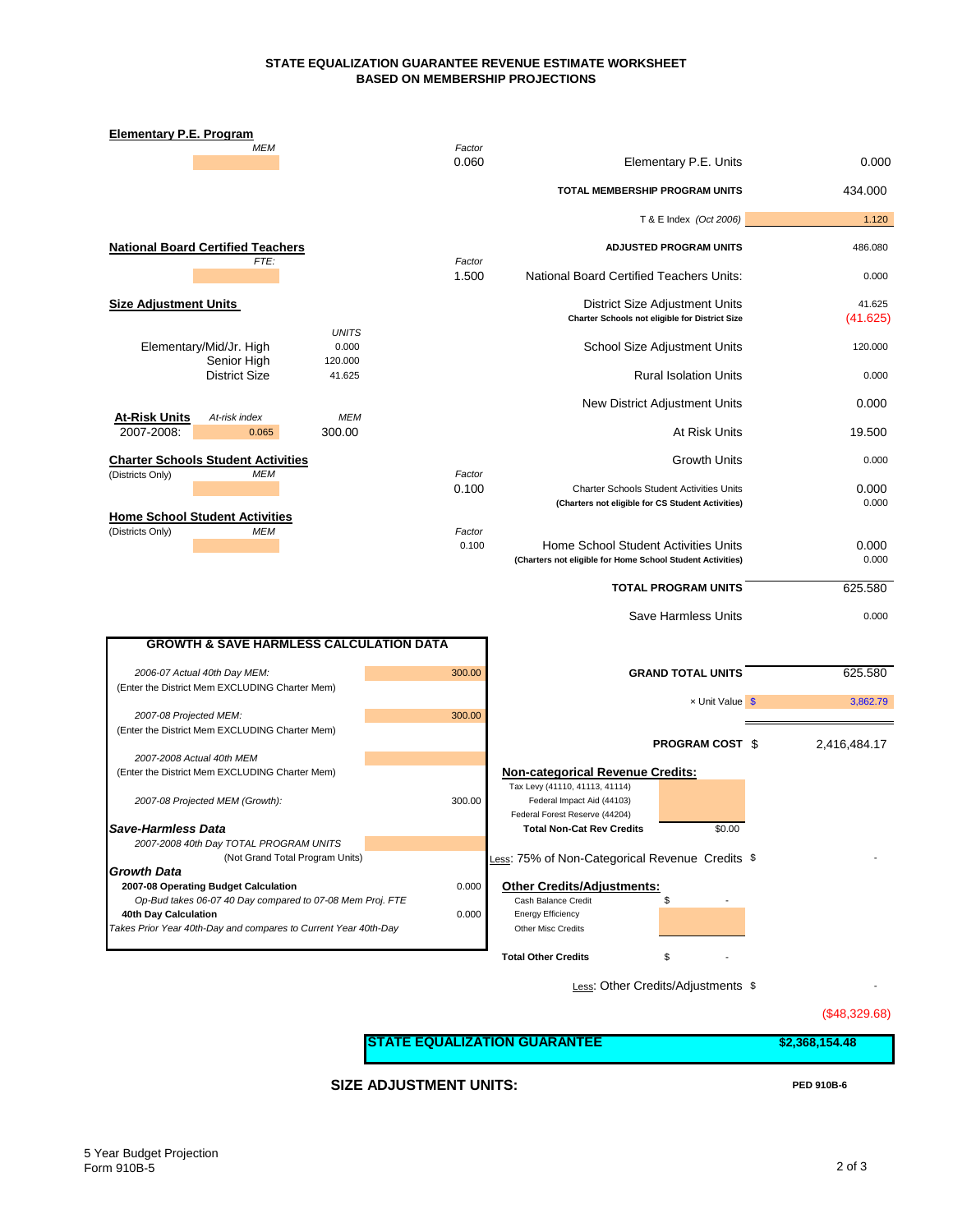# STATE EQUALIZATION GUARANTEE REVENUE ESTIMATE WORKSHEET
## BASED ON MEMBERSHIP PROJECTIONS

**Elementary P.E. Program**

| *MEM* | *Factor* | | |
|---|---|---|---|
| | 0.060 | Elementary P.E. Units | 0.000 |
| | | **TOTAL MEMBERSHIP PROGRAM UNITS** | 434.000 |
| | | T & E Index *(Oct 2006)* | 1.120 |

**National Board Certified Teachers**

| *FTE:* | *Factor* | | |
|---|---|---|---|
| | | **ADJUSTED PROGRAM UNITS** | 486.080 |
| | 1.500 | National Board Certified Teachers Units: | 0.000 |

**Size Adjustment Units**

| | *UNITS* |
|---|---|
| Elementary/Mid/Jr. High | 0.000 |
| Senior High | 120.000 |
| District Size | 41.625 |

**At-Risk Units**

| | *At-risk index* | *MEM* |
|---|---|---|
| 2007-2008: | 0.065 | 300.00 |

**Charter Schools Student Activities** (Districts Only)

| *MEM* | *Factor* |
|---|---|
| | 0.100 |

**Home School Student Activities** (Districts Only)

| *MEM* | *Factor* |
|---|---|
| | 0.100 |

| | |
|---|---|
| District Size Adjustment Units | 41.625 |
| **Charter Schools not eligible for District Size** | (41.625) |
| School Size Adjustment Units | 120.000 |
| Rural Isolation Units | 0.000 |
| New District Adjustment Units | 0.000 |
| At Risk Units | 19.500 |
| Growth Units | 0.000 |
| Charter Schools Student Activities Units | 0.000 |
| **(Charters not eligible for CS Student Activities)** | 0.000 |
| Home School Student Activities Units | 0.000 |
| **(Charters not eligible for Home School Student Activities)** | 0.000 |
| **TOTAL PROGRAM UNITS** | 625.580 |
| Save Harmless Units | 0.000 |
| **GRAND TOTAL UNITS** | 625.580 |
| × Unit Value | $ 3,862.79 |
| **PROGRAM COST** | $ 2,416,484.17 |

### GROWTH & SAVE HARMLESS CALCULATION DATA

| | |
|---|---|
| *2006-07 Actual 40th Day MEM:* (Enter the District Mem EXCLUDING Charter Mem) | 300.00 |
| *2007-08 Projected MEM:* (Enter the District Mem EXCLUDING Charter Mem) | 300.00 |
| *2007-2008 Actual 40th MEM* (Enter the District Mem EXCLUDING Charter Mem) | |
| *2007-08 Projected MEM (Growth):* | 300.00 |
| ***Save-Harmless Data*** | |
| *2007-2008 40th Day TOTAL PROGRAM UNITS* (Not Grand Total Program Units) | |
| ***Growth Data*** | |
| **2007-08 Operating Budget Calculation** | 0.000 |
| *Op-Bud takes 06-07 40 Day compared to 07-08 Mem Proj. FTE* | |
| **40th Day Calculation** | 0.000 |
| *Takes Prior Year 40th-Day and compares to Current Year 40th-Day* | |

**Non-categorical Revenue Credits:**

| | |
|---|---|
| Tax Levy (41110, 41113, 41114) | |
| Federal Impact Aid (44103) | |
| Federal Forest Reserve (44204) | |
| **Total Non-Cat Rev Credits** | $0.00 |

Less: 75% of Non-Categorical Revenue Credits $ -

**Other Credits/Adjustments:**

| | |
|---|---|
| Cash Balance Credit | $ - |
| Energy Efficiency | |
| Other Misc Credits | |
| **Total Other Credits** | $ - |

Less: Other Credits/Adjustments $ -

($48,329.68)

| | |
|---|---|
| **STATE EQUALIZATION GUARANTEE** | **$2,368,154.48** |

**SIZE ADJUSTMENT UNITS:** **PED 910B-6**

5 Year Budget Projection
Form 910B-5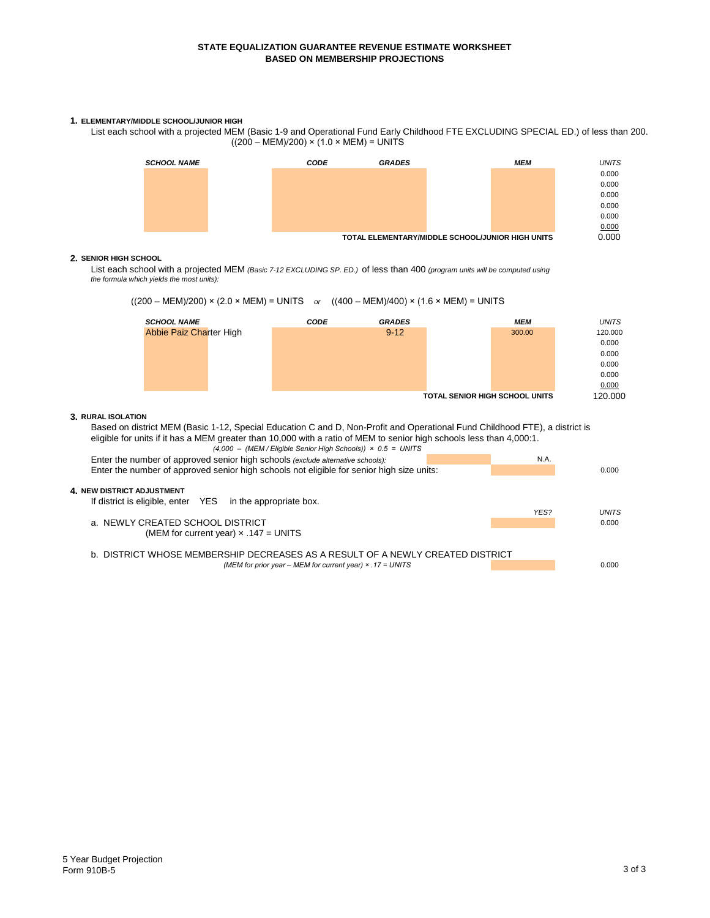**STATE EQUALIZATION GUARANTEE REVENUE ESTIMATE WORKSHEET**
**BASED ON MEMBERSHIP PROJECTIONS**

### 1. ELEMENTARY/MIDDLE SCHOOL/JUNIOR HIGH

List each school with a projected MEM (Basic 1-9 and Operational Fund Early Childhood FTE EXCLUDING SPECIAL ED.) of less than 200.

((200 – MEM)/200) × (1.0 × MEM) = UNITS

| *SCHOOL NAME* | *CODE* | *GRADES* | *MEM* | *UNITS* |
|---|---|---|---|---|
| | | | | 0.000 |
| | | | | 0.000 |
| | | | | 0.000 |
| | | | | 0.000 |
| | | | | 0.000 |
| | | | | 0.000 |
| | | | **TOTAL ELEMENTARY/MIDDLE SCHOOL/JUNIOR HIGH UNITS** | 0.000 |

### 2. SENIOR HIGH SCHOOL

List each school with a projected MEM *(Basic 7-12 EXCLUDING SP. ED.)* of less than 400 *(program units will be computed using the formula which yields the most units):*

((200 – MEM)/200) × (2.0 × MEM) = UNITS *or* ((400 – MEM)/400) × (1.6 × MEM) = UNITS

| *SCHOOL NAME* | *CODE* | *GRADES* | *MEM* | *UNITS* |
|---|---|---|---|---|
| Abbie Paiz Charter High | | 9-12 | 300.00 | 120.000 |
| | | | | 0.000 |
| | | | | 0.000 |
| | | | | 0.000 |
| | | | | 0.000 |
| | | | | 0.000 |
| | | | **TOTAL SENIOR HIGH SCHOOL UNITS** | 120.000 |

### 3. RURAL ISOLATION

Based on district MEM (Basic 1-12, Special Education C and D, Non-Profit and Operational Fund Childhood FTE), a district is eligible for units if it has a MEM greater than 10,000 with a ratio of MEM to senior high schools less than 4,000:1.

*(4,000 – (MEM / Eligible Senior High Schools)) × 0.5 = UNITS*

| | | | |
|---|---|---|---|
| Enter the number of approved senior high schools *(exclude alternative schools):* | | N.A. | |
| Enter the number of approved senior high schools not eligible for senior high size units: | | | 0.000 |

### 4. NEW DISTRICT ADJUSTMENT

If district is eligible, enter YES in the appropriate box.

| | *YES?* | *UNITS* |
|---|---|---|
| a. NEWLY CREATED SCHOOL DISTRICT (MEM for current year) × .147 = UNITS | | 0.000 |
| b. DISTRICT WHOSE MEMBERSHIP DECREASES AS A RESULT OF A NEWLY CREATED DISTRICT *(MEM for prior year – MEM for current year) × .17 = UNITS* | | 0.000 |

5 Year Budget Projection
Form 910B-5